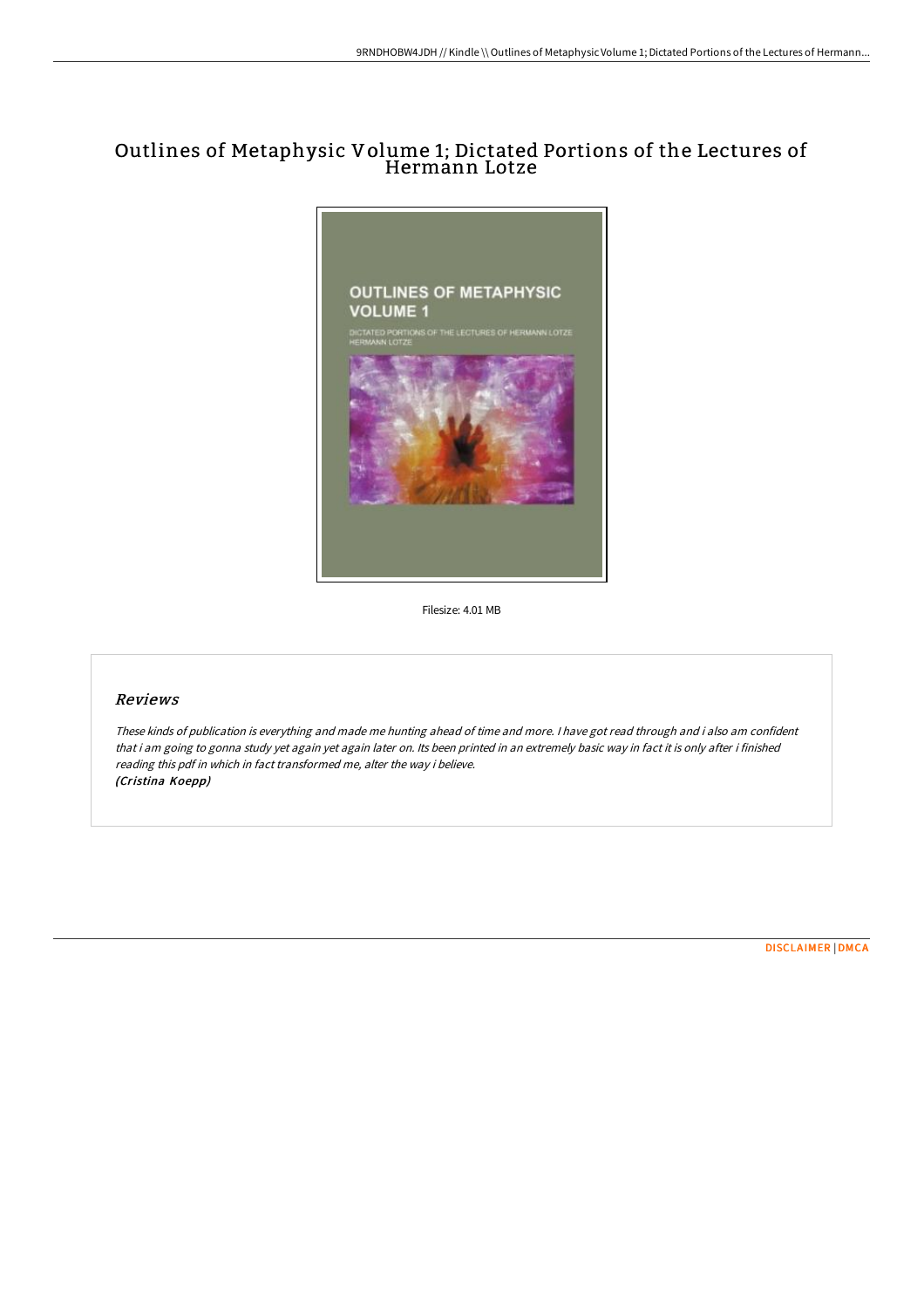# Outlines of Metaphysic Volume 1; Dictated Portions of the Lectures of Hermann Lotze

Filesize: 4.01 MB

## Reviews

*These kinds of publication is everything and made me hunting ahead of time and more. I have got read through and i also am confident that i am going to gonna study yet again yet again later on. Its been printed in an extremely basic way in fact it is only after i finished reading this pdf in which in fact transformed me, alter the way i believe.*
*(Cristina Koepp)*

DISCLAIMER | DMCA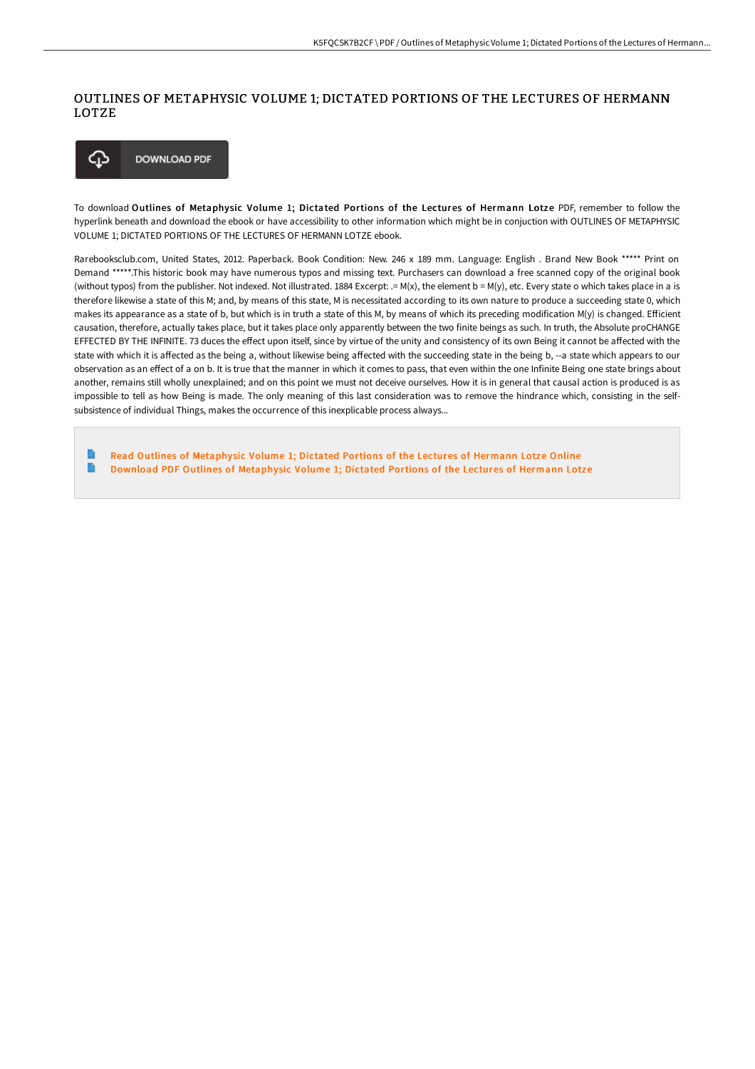# OUTLINES OF METAPHYSIC VOLUME 1; DICTATED PORTIONS OF THE LECTURES OF HERMANN LOTZE

DOWNLOAD PDF

To download **Outlines of Metaphysic Volume 1; Dictated Portions of the Lectures of Hermann Lotze** PDF, remember to follow the hyperlink beneath and download the ebook or have accessibility to other information which might be in conjuction with OUTLINES OF METAPHYSIC VOLUME 1; DICTATED PORTIONS OF THE LECTURES OF HERMANN LOTZE ebook.

Rarebooksclub.com, United States, 2012. Paperback. Book Condition: New. 246 x 189 mm. Language: English . Brand New Book ***** Print on Demand *****.This historic book may have numerous typos and missing text. Purchasers can download a free scanned copy of the original book (without typos) from the publisher. Not indexed. Not illustrated. 1884 Excerpt: .= M(x), the element b = M(y), etc. Every state o which takes place in a is therefore likewise a state of this M; and, by means of this state, M is necessitated according to its own nature to produce a succeeding state 0, which makes its appearance as a state of b, but which is in truth a state of this M, by means of which its preceding modification M(y) is changed. Efficient causation, therefore, actually takes place, but it takes place only apparently between the two finite beings as such. In truth, the Absolute proCHANGE EFFECTED BY THE INFINITE. 73 duces the effect upon itself, since by virtue of the unity and consistency of its own Being it cannot be affected with the state with which it is affected as the being a, without likewise being affected with the succeeding state in the being b, --a state which appears to our observation as an effect of a on b. It is true that the manner in which it comes to pass, that even within the one Infinite Being one state brings about another, remains still wholly unexplained; and on this point we must not deceive ourselves. How it is in general that causal action is produced is as impossible to tell as how Being is made. The only meaning of this last consideration was to remove the hindrance which, consisting in the self-subsistence of individual Things, makes the occurrence of this inexplicable process always...

- Read Outlines of Metaphysic Volume 1; Dictated Portions of the Lectures of Hermann Lotze Online
- Download PDF Outlines of Metaphysic Volume 1; Dictated Portions of the Lectures of Hermann Lotze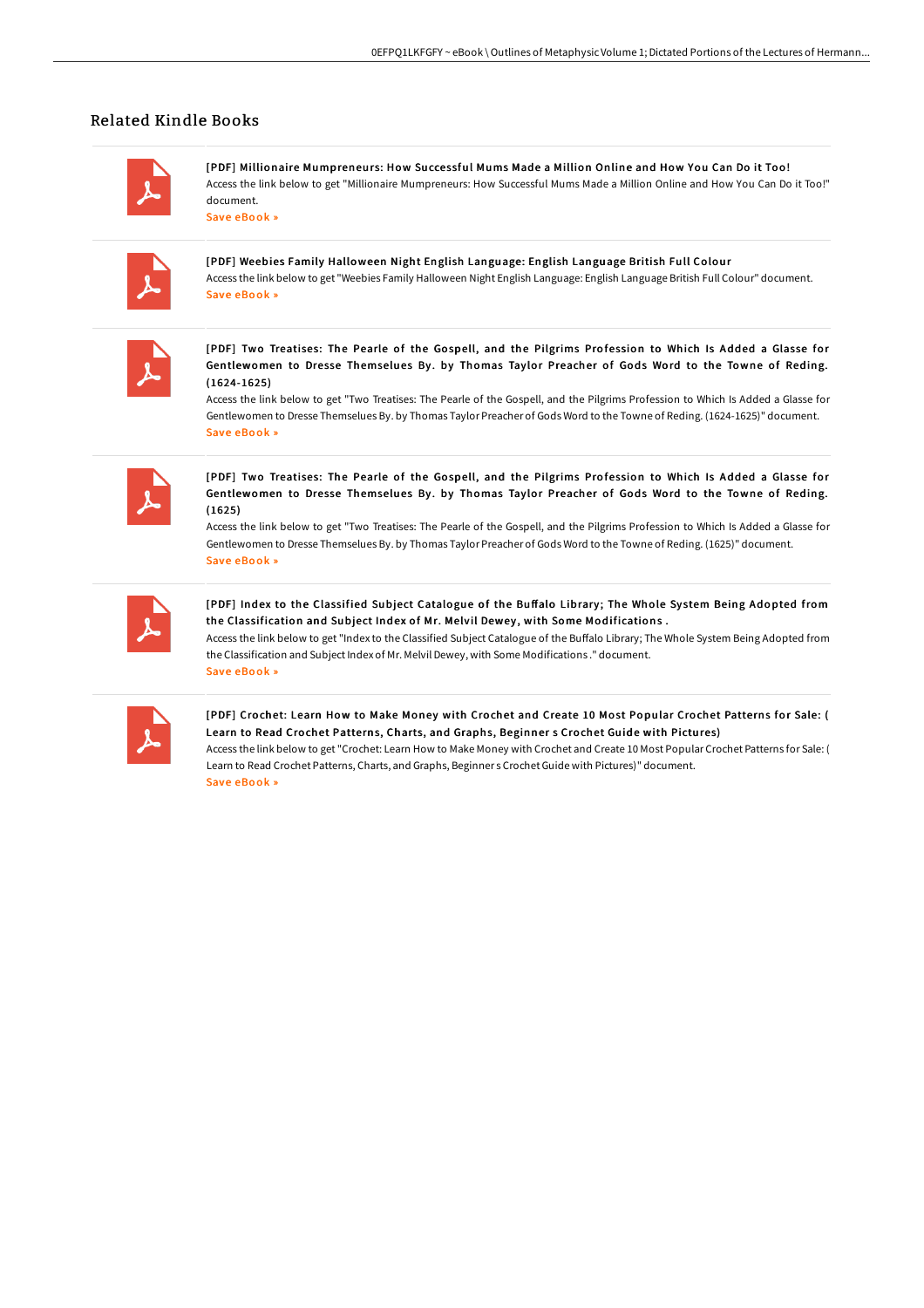## Related Kindle Books

[PDF] Millionaire Mumpreneurs: How Successful Mums Made a Million Online and How You Can Do it Too!
Access the link below to get "Millionaire Mumpreneurs: How Successful Mums Made a Million Online and How You Can Do it Too!" document.
Save eBook »

[PDF] Weebies Family Halloween Night English Language: English Language British Full Colour
Access the link below to get "Weebies Family Halloween Night English Language: English Language British Full Colour" document.
Save eBook »

[PDF] Two Treatises: The Pearle of the Gospell, and the Pilgrims Profession to Which Is Added a Glasse for Gentlewomen to Dresse Themselues By. by Thomas Taylor Preacher of Gods Word to the Towne of Reding. (1624-1625)
Access the link below to get "Two Treatises: The Pearle of the Gospell, and the Pilgrims Profession to Which Is Added a Glasse for Gentlewomen to Dresse Themselues By. by Thomas Taylor Preacher of Gods Word to the Towne of Reding. (1624-1625)" document.
Save eBook »

[PDF] Two Treatises: The Pearle of the Gospell, and the Pilgrims Profession to Which Is Added a Glasse for Gentlewomen to Dresse Themselues By. by Thomas Taylor Preacher of Gods Word to the Towne of Reding. (1625)
Access the link below to get "Two Treatises: The Pearle of the Gospell, and the Pilgrims Profession to Which Is Added a Glasse for Gentlewomen to Dresse Themselues By. by Thomas Taylor Preacher of Gods Word to the Towne of Reding. (1625)" document.
Save eBook »

[PDF] Index to the Classified Subject Catalogue of the Buffalo Library; The Whole System Being Adopted from the Classification and Subject Index of Mr. Melvil Dewey, with Some Modifications .
Access the link below to get "Index to the Classified Subject Catalogue of the Buffalo Library; The Whole System Being Adopted from the Classification and Subject Index of Mr. Melvil Dewey, with Some Modifications ." document.
Save eBook »

[PDF] Crochet: Learn How to Make Money with Crochet and Create 10 Most Popular Crochet Patterns for Sale: ( Learn to Read Crochet Patterns, Charts, and Graphs, Beginner s Crochet Guide with Pictures)
Access the link below to get "Crochet: Learn How to Make Money with Crochet and Create 10 Most Popular Crochet Patterns for Sale: ( Learn to Read Crochet Patterns, Charts, and Graphs, Beginner s Crochet Guide with Pictures)" document.
Save eBook »